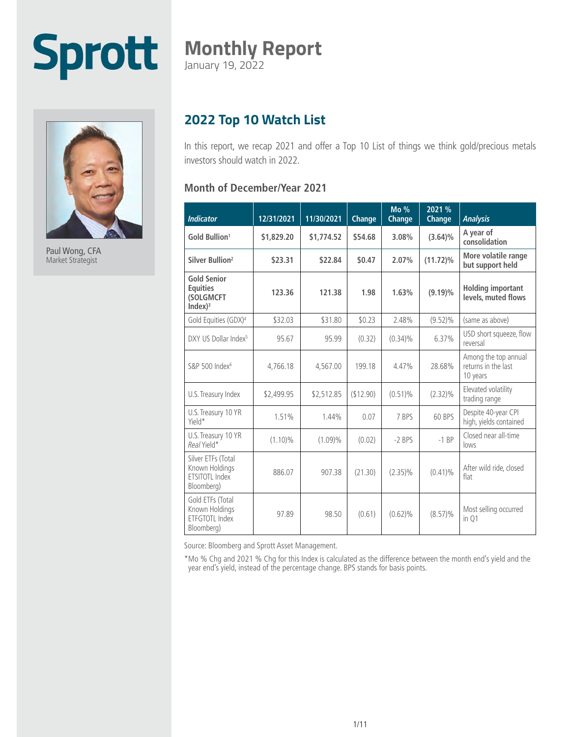# Sprott

## Monthly Report

January 19, 2022

Paul Wong, CFA
Market Strategist

## 2022 Top 10 Watch List

In this report, we recap 2021 and offer a Top 10 List of things we think gold/precious metals investors should watch in 2022.

### Month of December/Year 2021

| *Indicator* | 12/31/2021 | 11/30/2021 | Change | Mo % Change | 2021 % Change | *Analysis* |
|---|---|---|---|---|---|---|
| **Gold Bullion[1]** | **$1,829.20** | **$1,774.52** | **$54.68** | **3.08%** | **(3.64)%** | **A year of consolidation** |
| **Silver Bullion[2]** | **$23.31** | **$22.84** | **$0.47** | **2.07%** | **(11.72)%** | **More volatile range but support held** |
| **Gold Senior Equities (SOLGMCFT Index)[3]** | **123.36** | **121.38** | **1.98** | **1.63%** | **(9.19)%** | **Holding important levels, muted flows** |
| Gold Equities (GDX)[4] | $32.03 | $31.80 | $0.23 | 2.48% | (9.52)% | (same as above) |
| DXY US Dollar Index[5] | 95.67 | 95.99 | (0.32) | (0.34)% | 6.37% | USD short squeeze, flow reversal |
| S&P 500 Index[6] | 4,766.18 | 4,567.00 | 199.18 | 4.47% | 28.68% | Among the top annual returns in the last 10 years |
| U.S. Treasury Index | $2,499.95 | $2,512.85 | ($12.90) | (0.51)% | (2.32)% | Elevated volatility trading range |
| U.S. Treasury 10 YR Yield* | 1.51% | 1.44% | 0.07 | 7 BPS | 60 BPS | Despite 40-year CPI high, yields contained |
| U.S. Treasury 10 YR *Real* Yield* | (1.10)% | (1.09)% | (0.02) | -2 BPS | -1 BP | Closed near all-time lows |
| Silver ETFs (Total Known Holdings ETSITOTL Index Bloomberg) | 886.07 | 907.38 | (21.30) | (2.35)% | (0.41)% | After wild ride, closed flat |
| Gold ETFs (Total Known Holdings ETFGTOTL Index Bloomberg) | 97.89 | 98.50 | (0.61) | (0.62)% | (8.57)% | Most selling occurred in Q1 |

Source: Bloomberg and Sprott Asset Management.

*Mo % Chg and 2021 % Chg for this Index is calculated as the difference between the month end's yield and the year end's yield, instead of the percentage change. BPS stands for basis points.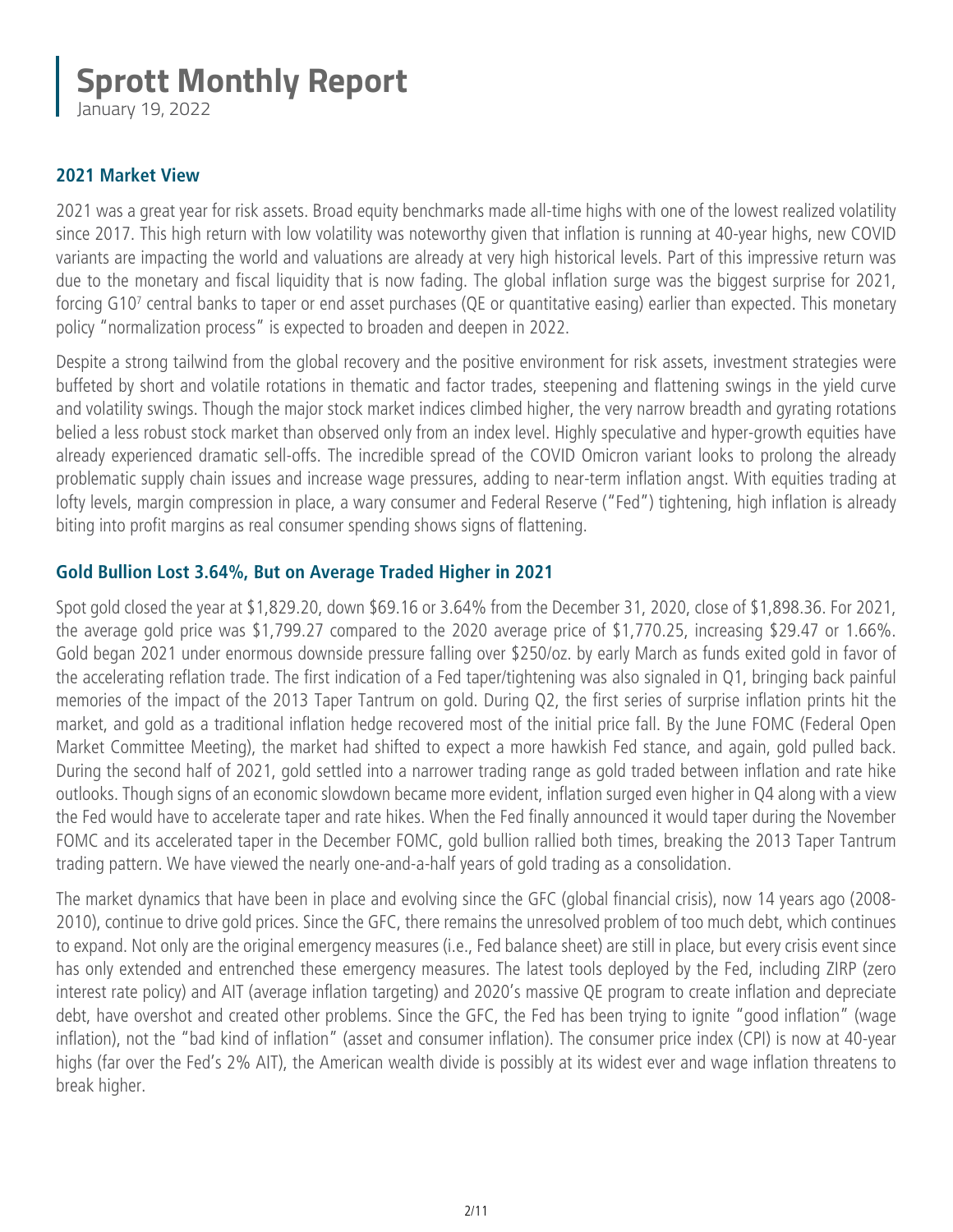# Sprott Monthly Report

January 19, 2022

## 2021 Market View

2021 was a great year for risk assets. Broad equity benchmarks made all-time highs with one of the lowest realized volatility since 2017. This high return with low volatility was noteworthy given that inflation is running at 40-year highs, new COVID variants are impacting the world and valuations are already at very high historical levels. Part of this impressive return was due to the monetary and fiscal liquidity that is now fading. The global inflation surge was the biggest surprise for 2021, forcing G10[7] central banks to taper or end asset purchases (QE or quantitative easing) earlier than expected. This monetary policy "normalization process" is expected to broaden and deepen in 2022.

Despite a strong tailwind from the global recovery and the positive environment for risk assets, investment strategies were buffeted by short and volatile rotations in thematic and factor trades, steepening and flattening swings in the yield curve and volatility swings. Though the major stock market indices climbed higher, the very narrow breadth and gyrating rotations belied a less robust stock market than observed only from an index level. Highly speculative and hyper-growth equities have already experienced dramatic sell-offs. The incredible spread of the COVID Omicron variant looks to prolong the already problematic supply chain issues and increase wage pressures, adding to near-term inflation angst. With equities trading at lofty levels, margin compression in place, a wary consumer and Federal Reserve ("Fed") tightening, high inflation is already biting into profit margins as real consumer spending shows signs of flattening.

## Gold Bullion Lost 3.64%, But on Average Traded Higher in 2021

Spot gold closed the year at $1,829.20, down $69.16 or 3.64% from the December 31, 2020, close of $1,898.36. For 2021, the average gold price was $1,799.27 compared to the 2020 average price of $1,770.25, increasing $29.47 or 1.66%. Gold began 2021 under enormous downside pressure falling over $250/oz. by early March as funds exited gold in favor of the accelerating reflation trade. The first indication of a Fed taper/tightening was also signaled in Q1, bringing back painful memories of the impact of the 2013 Taper Tantrum on gold. During Q2, the first series of surprise inflation prints hit the market, and gold as a traditional inflation hedge recovered most of the initial price fall. By the June FOMC (Federal Open Market Committee Meeting), the market had shifted to expect a more hawkish Fed stance, and again, gold pulled back. During the second half of 2021, gold settled into a narrower trading range as gold traded between inflation and rate hike outlooks. Though signs of an economic slowdown became more evident, inflation surged even higher in Q4 along with a view the Fed would have to accelerate taper and rate hikes. When the Fed finally announced it would taper during the November FOMC and its accelerated taper in the December FOMC, gold bullion rallied both times, breaking the 2013 Taper Tantrum trading pattern. We have viewed the nearly one-and-a-half years of gold trading as a consolidation.

The market dynamics that have been in place and evolving since the GFC (global financial crisis), now 14 years ago (2008-2010), continue to drive gold prices. Since the GFC, there remains the unresolved problem of too much debt, which continues to expand. Not only are the original emergency measures (i.e., Fed balance sheet) are still in place, but every crisis event since has only extended and entrenched these emergency measures. The latest tools deployed by the Fed, including ZIRP (zero interest rate policy) and AIT (average inflation targeting) and 2020's massive QE program to create inflation and depreciate debt, have overshot and created other problems. Since the GFC, the Fed has been trying to ignite "good inflation" (wage inflation), not the "bad kind of inflation" (asset and consumer inflation). The consumer price index (CPI) is now at 40-year highs (far over the Fed's 2% AIT), the American wealth divide is possibly at its widest ever and wage inflation threatens to break higher.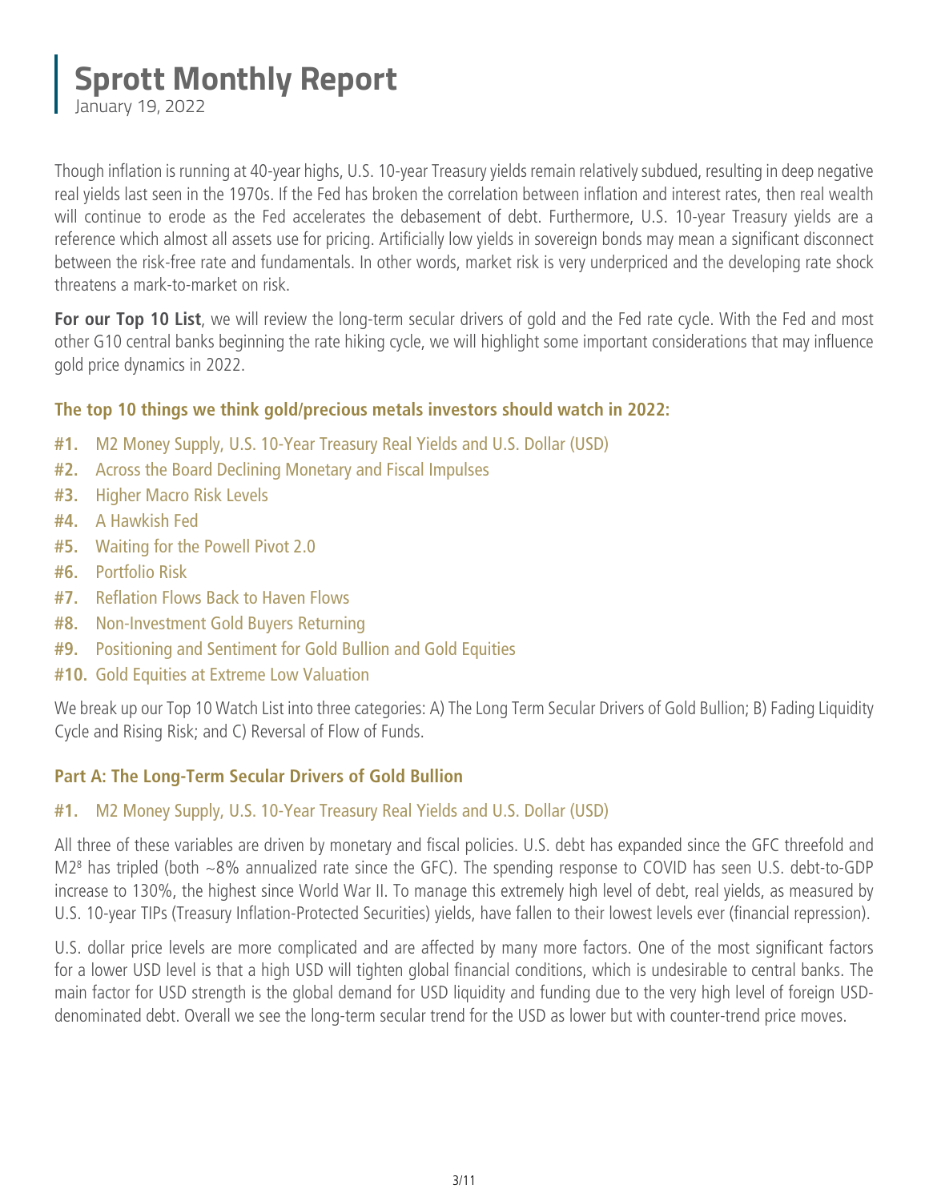# Sprott Monthly Report

January 19, 2022

Though inflation is running at 40-year highs, U.S. 10-year Treasury yields remain relatively subdued, resulting in deep negative real yields last seen in the 1970s. If the Fed has broken the correlation between inflation and interest rates, then real wealth will continue to erode as the Fed accelerates the debasement of debt. Furthermore, U.S. 10-year Treasury yields are a reference which almost all assets use for pricing. Artificially low yields in sovereign bonds may mean a significant disconnect between the risk-free rate and fundamentals. In other words, market risk is very underpriced and the developing rate shock threatens a mark-to-market on risk.

**For our Top 10 List**, we will review the long-term secular drivers of gold and the Fed rate cycle. With the Fed and most other G10 central banks beginning the rate hiking cycle, we will highlight some important considerations that may influence gold price dynamics in 2022.

### The top 10 things we think gold/precious metals investors should watch in 2022:

- **#1.** M2 Money Supply, U.S. 10-Year Treasury Real Yields and U.S. Dollar (USD)
- **#2.** Across the Board Declining Monetary and Fiscal Impulses
- **#3.** Higher Macro Risk Levels
- **#4.** A Hawkish Fed
- **#5.** Waiting for the Powell Pivot 2.0
- **#6.** Portfolio Risk
- **#7.** Reflation Flows Back to Haven Flows
- **#8.** Non-Investment Gold Buyers Returning
- **#9.** Positioning and Sentiment for Gold Bullion and Gold Equities
- **#10.** Gold Equities at Extreme Low Valuation

We break up our Top 10 Watch List into three categories: A) The Long Term Secular Drivers of Gold Bullion; B) Fading Liquidity Cycle and Rising Risk; and C) Reversal of Flow of Funds.

### Part A: The Long-Term Secular Drivers of Gold Bullion

#### #1. M2 Money Supply, U.S. 10-Year Treasury Real Yields and U.S. Dollar (USD)

All three of these variables are driven by monetary and fiscal policies. U.S. debt has expanded since the GFC threefold and M2[8] has tripled (both ~8% annualized rate since the GFC). The spending response to COVID has seen U.S. debt-to-GDP increase to 130%, the highest since World War II. To manage this extremely high level of debt, real yields, as measured by U.S. 10-year TIPs (Treasury Inflation-Protected Securities) yields, have fallen to their lowest levels ever (financial repression).

U.S. dollar price levels are more complicated and are affected by many more factors. One of the most significant factors for a lower USD level is that a high USD will tighten global financial conditions, which is undesirable to central banks. The main factor for USD strength is the global demand for USD liquidity and funding due to the very high level of foreign USD-denominated debt. Overall we see the long-term secular trend for the USD as lower but with counter-trend price moves.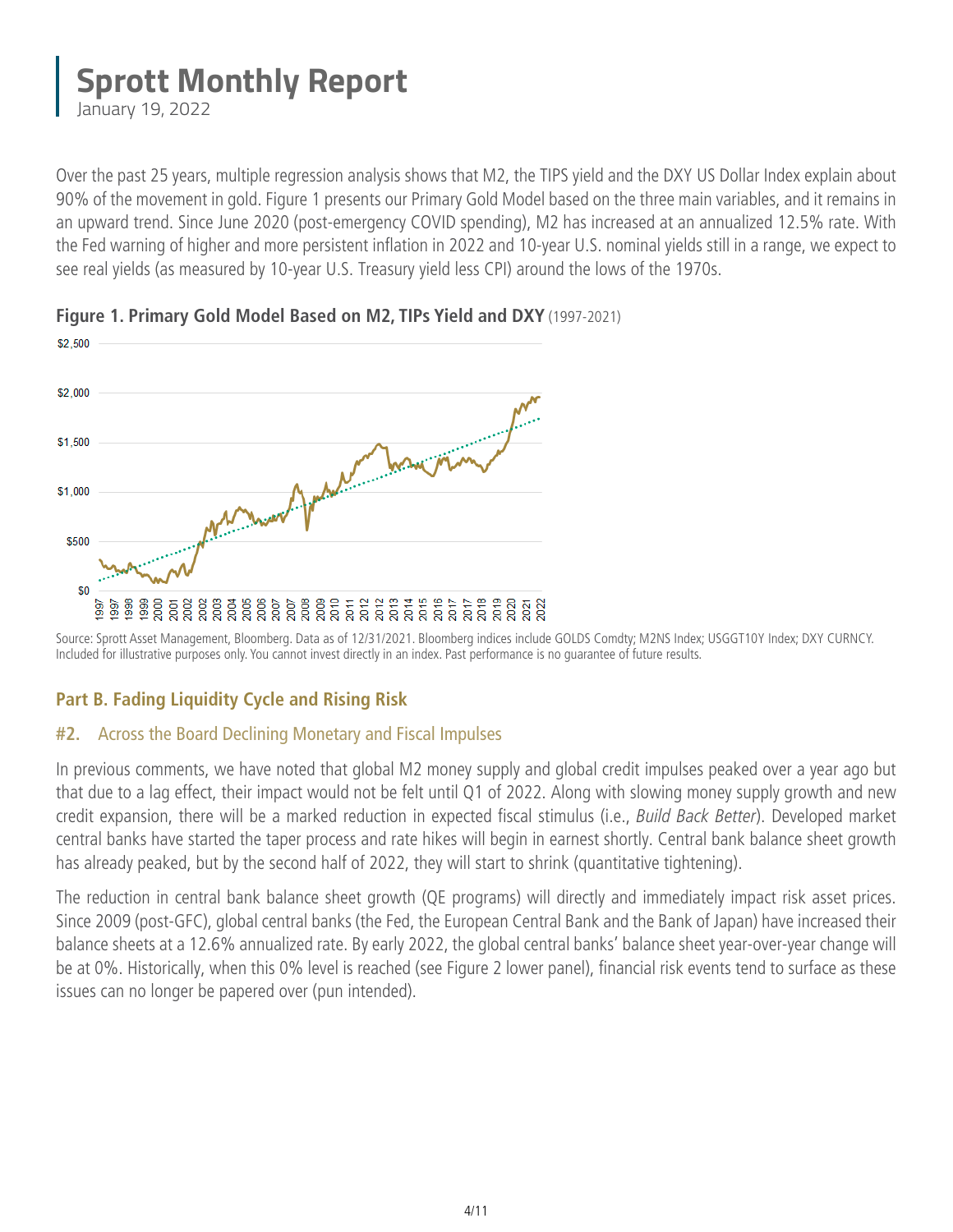Over the past 25 years, multiple regression analysis shows that M2, the TIPS yield and the DXY US Dollar Index explain about 90% of the movement in gold. Figure 1 presents our Primary Gold Model based on the three main variables, and it remains in an upward trend. Since June 2020 (post-emergency COVID spending), M2 has increased at an annualized 12.5% rate. With the Fed warning of higher and more persistent inflation in 2022 and 10-year U.S. nominal yields still in a range, we expect to see real yields (as measured by 10-year U.S. Treasury yield less CPI) around the lows of the 1970s.

**Figure 1. Primary Gold Model Based on M2, TIPs Yield and DXY** (1997-2021)

Source: Sprott Asset Management, Bloomberg. Data as of 12/31/2021. Bloomberg indices include GOLDS Comdty; M2NS Index; USGGT10Y Index; DXY CURNCY. Included for illustrative purposes only. You cannot invest directly in an index. Past performance is no guarantee of future results.

## Part B. Fading Liquidity Cycle and Rising Risk

### #2. Across the Board Declining Monetary and Fiscal Impulses

In previous comments, we have noted that global M2 money supply and global credit impulses peaked over a year ago but that due to a lag effect, their impact would not be felt until Q1 of 2022. Along with slowing money supply growth and new credit expansion, there will be a marked reduction in expected fiscal stimulus (i.e., *Build Back Better*). Developed market central banks have started the taper process and rate hikes will begin in earnest shortly. Central bank balance sheet growth has already peaked, but by the second half of 2022, they will start to shrink (quantitative tightening).

The reduction in central bank balance sheet growth (QE programs) will directly and immediately impact risk asset prices. Since 2009 (post-GFC), global central banks (the Fed, the European Central Bank and the Bank of Japan) have increased their balance sheets at a 12.6% annualized rate. By early 2022, the global central banks' balance sheet year-over-year change will be at 0%. Historically, when this 0% level is reached (see Figure 2 lower panel), financial risk events tend to surface as these issues can no longer be papered over (pun intended).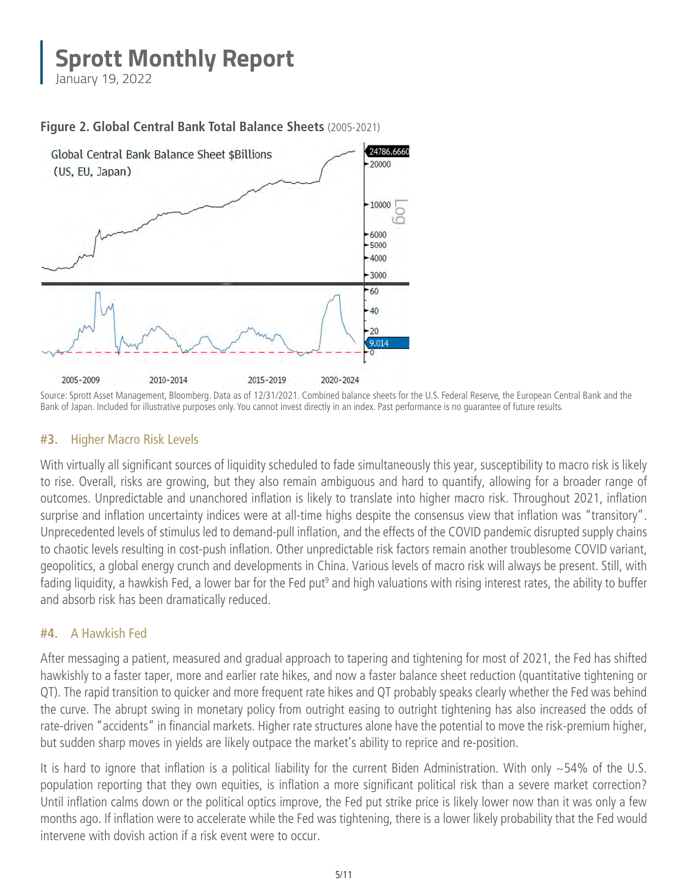**Figure 2. Global Central Bank Total Balance Sheets** (2005-2021)

Source: Sprott Asset Management, Bloomberg. Data as of 12/31/2021. Combined balance sheets for the U.S. Federal Reserve, the European Central Bank and the Bank of Japan. Included for illustrative purposes only. You cannot invest directly in an index. Past performance is no guarantee of future results.

### #3. Higher Macro Risk Levels

With virtually all significant sources of liquidity scheduled to fade simultaneously this year, susceptibility to macro risk is likely to rise. Overall, risks are growing, but they also remain ambiguous and hard to quantify, allowing for a broader range of outcomes. Unpredictable and unanchored inflation is likely to translate into higher macro risk. Throughout 2021, inflation surprise and inflation uncertainty indices were at all-time highs despite the consensus view that inflation was "transitory". Unprecedented levels of stimulus led to demand-pull inflation, and the effects of the COVID pandemic disrupted supply chains to chaotic levels resulting in cost-push inflation. Other unpredictable risk factors remain another troublesome COVID variant, geopolitics, a global energy crunch and developments in China. Various levels of macro risk will always be present. Still, with fading liquidity, a hawkish Fed, a lower bar for the Fed put[9] and high valuations with rising interest rates, the ability to buffer and absorb risk has been dramatically reduced.

### #4. A Hawkish Fed

After messaging a patient, measured and gradual approach to tapering and tightening for most of 2021, the Fed has shifted hawkishly to a faster taper, more and earlier rate hikes, and now a faster balance sheet reduction (quantitative tightening or QT). The rapid transition to quicker and more frequent rate hikes and QT probably speaks clearly whether the Fed was behind the curve. The abrupt swing in monetary policy from outright easing to outright tightening has also increased the odds of rate-driven "accidents" in financial markets. Higher rate structures alone have the potential to move the risk-premium higher, but sudden sharp moves in yields are likely outpace the market's ability to reprice and re-position.

It is hard to ignore that inflation is a political liability for the current Biden Administration. With only ~54% of the U.S. population reporting that they own equities, is inflation a more significant political risk than a severe market correction? Until inflation calms down or the political optics improve, the Fed put strike price is likely lower now than it was only a few months ago. If inflation were to accelerate while the Fed was tightening, there is a lower likely probability that the Fed would intervene with dovish action if a risk event were to occur.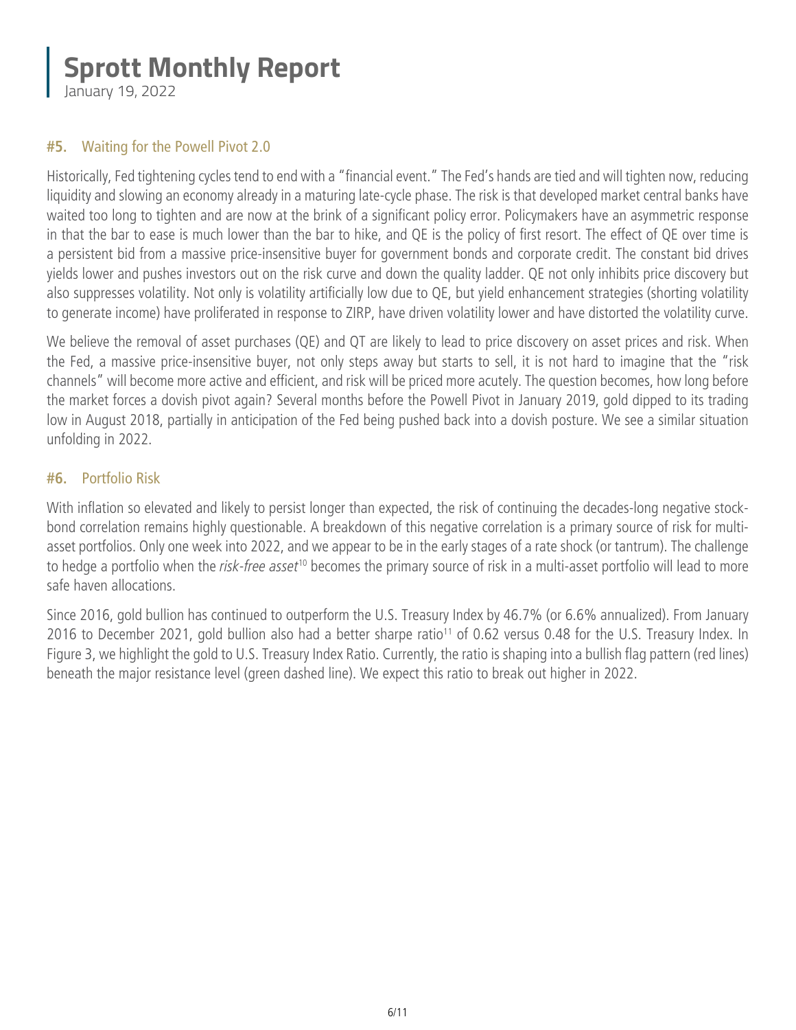#### #5. Waiting for the Powell Pivot 2.0

Historically, Fed tightening cycles tend to end with a "financial event." The Fed's hands are tied and will tighten now, reducing liquidity and slowing an economy already in a maturing late-cycle phase. The risk is that developed market central banks have waited too long to tighten and are now at the brink of a significant policy error. Policymakers have an asymmetric response in that the bar to ease is much lower than the bar to hike, and QE is the policy of first resort. The effect of QE over time is a persistent bid from a massive price-insensitive buyer for government bonds and corporate credit. The constant bid drives yields lower and pushes investors out on the risk curve and down the quality ladder. QE not only inhibits price discovery but also suppresses volatility. Not only is volatility artificially low due to QE, but yield enhancement strategies (shorting volatility to generate income) have proliferated in response to ZIRP, have driven volatility lower and have distorted the volatility curve.

We believe the removal of asset purchases (QE) and QT are likely to lead to price discovery on asset prices and risk. When the Fed, a massive price-insensitive buyer, not only steps away but starts to sell, it is not hard to imagine that the "risk channels" will become more active and efficient, and risk will be priced more acutely. The question becomes, how long before the market forces a dovish pivot again? Several months before the Powell Pivot in January 2019, gold dipped to its trading low in August 2018, partially in anticipation of the Fed being pushed back into a dovish posture. We see a similar situation unfolding in 2022.

#### #6. Portfolio Risk

With inflation so elevated and likely to persist longer than expected, the risk of continuing the decades-long negative stock-bond correlation remains highly questionable. A breakdown of this negative correlation is a primary source of risk for multi-asset portfolios. Only one week into 2022, and we appear to be in the early stages of a rate shock (or tantrum). The challenge to hedge a portfolio when the *risk-free asset*[10] becomes the primary source of risk in a multi-asset portfolio will lead to more safe haven allocations.

Since 2016, gold bullion has continued to outperform the U.S. Treasury Index by 46.7% (or 6.6% annualized). From January 2016 to December 2021, gold bullion also had a better sharpe ratio[11] of 0.62 versus 0.48 for the U.S. Treasury Index. In Figure 3, we highlight the gold to U.S. Treasury Index Ratio. Currently, the ratio is shaping into a bullish flag pattern (red lines) beneath the major resistance level (green dashed line). We expect this ratio to break out higher in 2022.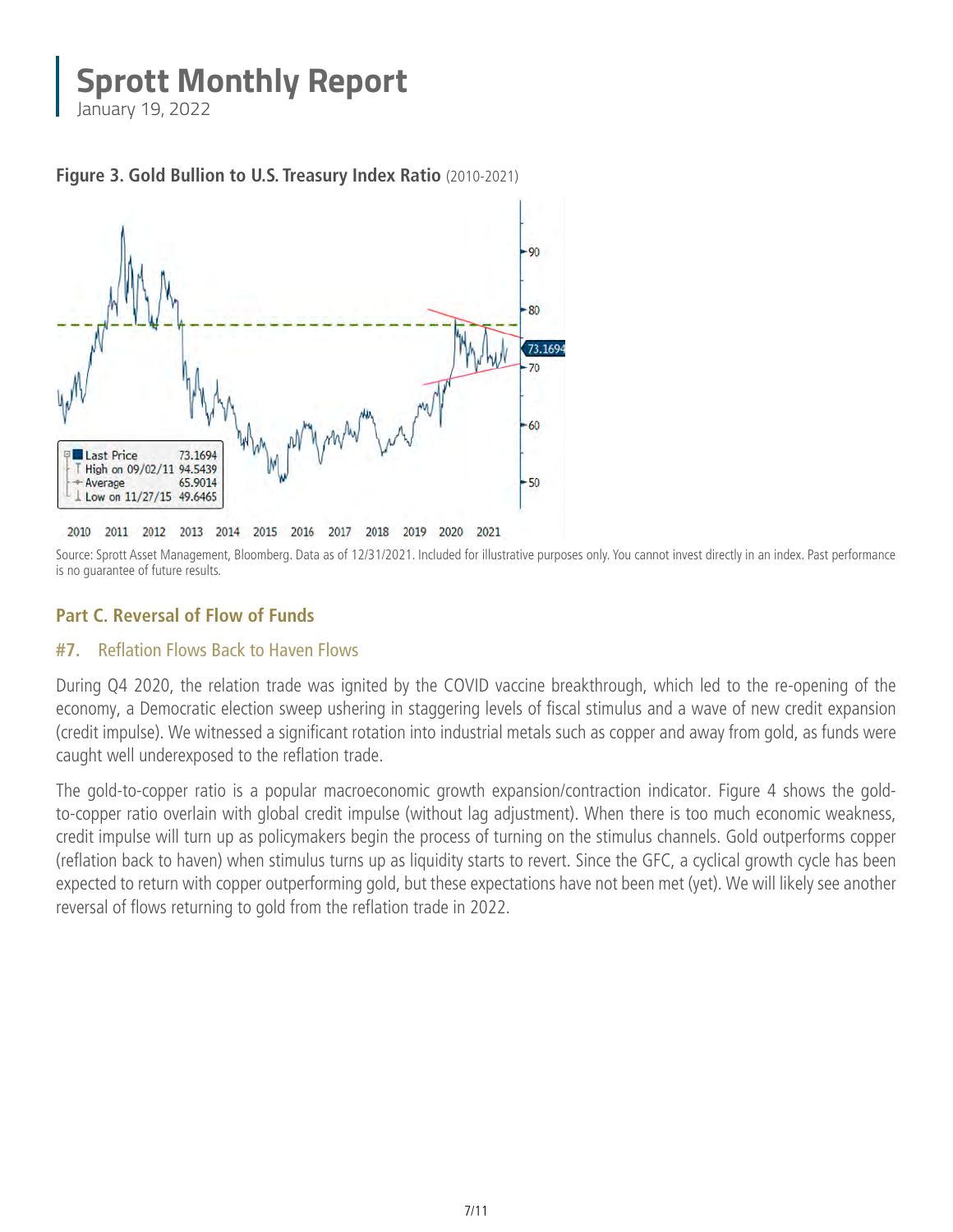**Figure 3. Gold Bullion to U.S. Treasury Index Ratio** (2010-2021)

Source: Sprott Asset Management, Bloomberg. Data as of 12/31/2021. Included for illustrative purposes only. You cannot invest directly in an index. Past performance is no guarantee of future results.

## Part C. Reversal of Flow of Funds

### #7. Reflation Flows Back to Haven Flows

During Q4 2020, the relation trade was ignited by the COVID vaccine breakthrough, which led to the re-opening of the economy, a Democratic election sweep ushering in staggering levels of fiscal stimulus and a wave of new credit expansion (credit impulse). We witnessed a significant rotation into industrial metals such as copper and away from gold, as funds were caught well underexposed to the reflation trade.

The gold-to-copper ratio is a popular macroeconomic growth expansion/contraction indicator. Figure 4 shows the gold-to-copper ratio overlain with global credit impulse (without lag adjustment). When there is too much economic weakness, credit impulse will turn up as policymakers begin the process of turning on the stimulus channels. Gold outperforms copper (reflation back to haven) when stimulus turns up as liquidity starts to revert. Since the GFC, a cyclical growth cycle has been expected to return with copper outperforming gold, but these expectations have not been met (yet). We will likely see another reversal of flows returning to gold from the reflation trade in 2022.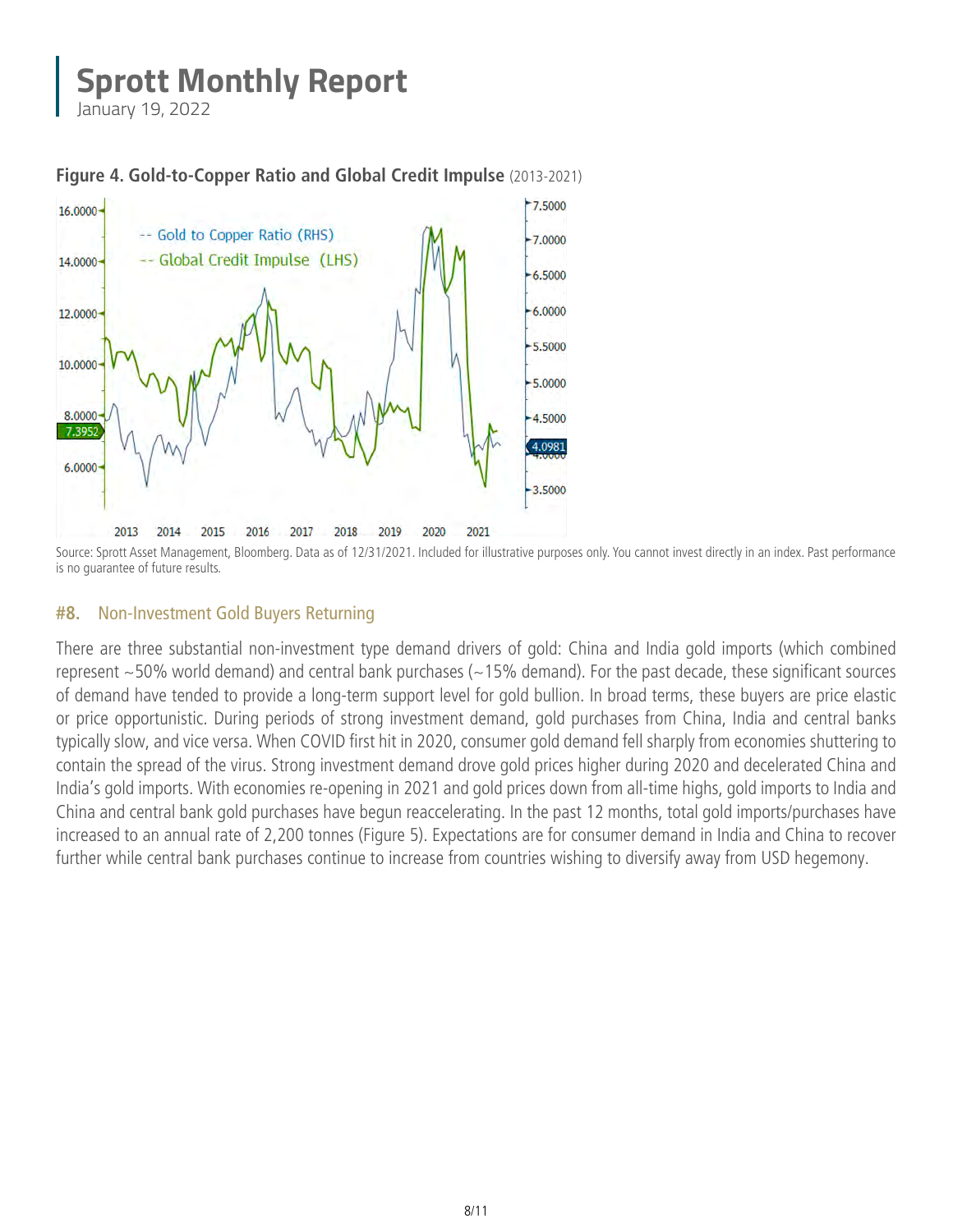**Figure 4. Gold-to-Copper Ratio and Global Credit Impulse** (2013-2021)

Source: Sprott Asset Management, Bloomberg. Data as of 12/31/2021. Included for illustrative purposes only. You cannot invest directly in an index. Past performance is no guarantee of future results.

### #8. Non-Investment Gold Buyers Returning

There are three substantial non-investment type demand drivers of gold: China and India gold imports (which combined represent ~50% world demand) and central bank purchases (~15% demand). For the past decade, these significant sources of demand have tended to provide a long-term support level for gold bullion. In broad terms, these buyers are price elastic or price opportunistic. During periods of strong investment demand, gold purchases from China, India and central banks typically slow, and vice versa. When COVID first hit in 2020, consumer gold demand fell sharply from economies shuttering to contain the spread of the virus. Strong investment demand drove gold prices higher during 2020 and decelerated China and India's gold imports. With economies re-opening in 2021 and gold prices down from all-time highs, gold imports to India and China and central bank gold purchases have begun reaccelerating. In the past 12 months, total gold imports/purchases have increased to an annual rate of 2,200 tonnes (Figure 5). Expectations are for consumer demand in India and China to recover further while central bank purchases continue to increase from countries wishing to diversify away from USD hegemony.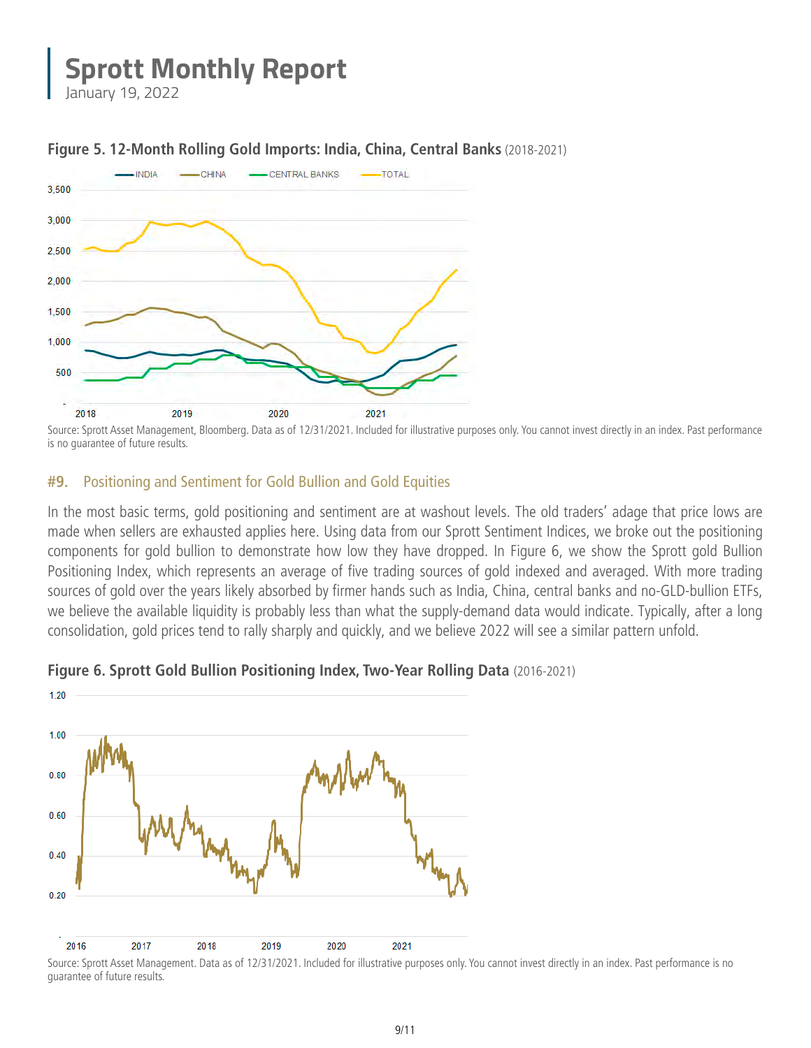**Figure 5. 12-Month Rolling Gold Imports: India, China, Central Banks** (2018-2021)

Source: Sprott Asset Management, Bloomberg. Data as of 12/31/2021. Included for illustrative purposes only. You cannot invest directly in an index. Past performance is no guarantee of future results.

## #9. Positioning and Sentiment for Gold Bullion and Gold Equities

In the most basic terms, gold positioning and sentiment are at washout levels. The old traders' adage that price lows are made when sellers are exhausted applies here. Using data from our Sprott Sentiment Indices, we broke out the positioning components for gold bullion to demonstrate how low they have dropped. In Figure 6, we show the Sprott gold Bullion Positioning Index, which represents an average of five trading sources of gold indexed and averaged. With more trading sources of gold over the years likely absorbed by firmer hands such as India, China, central banks and no-GLD-bullion ETFs, we believe the available liquidity is probably less than what the supply-demand data would indicate. Typically, after a long consolidation, gold prices tend to rally sharply and quickly, and we believe 2022 will see a similar pattern unfold.

**Figure 6. Sprott Gold Bullion Positioning Index, Two-Year Rolling Data** (2016-2021)

Source: Sprott Asset Management. Data as of 12/31/2021. Included for illustrative purposes only. You cannot invest directly in an index. Past performance is no guarantee of future results.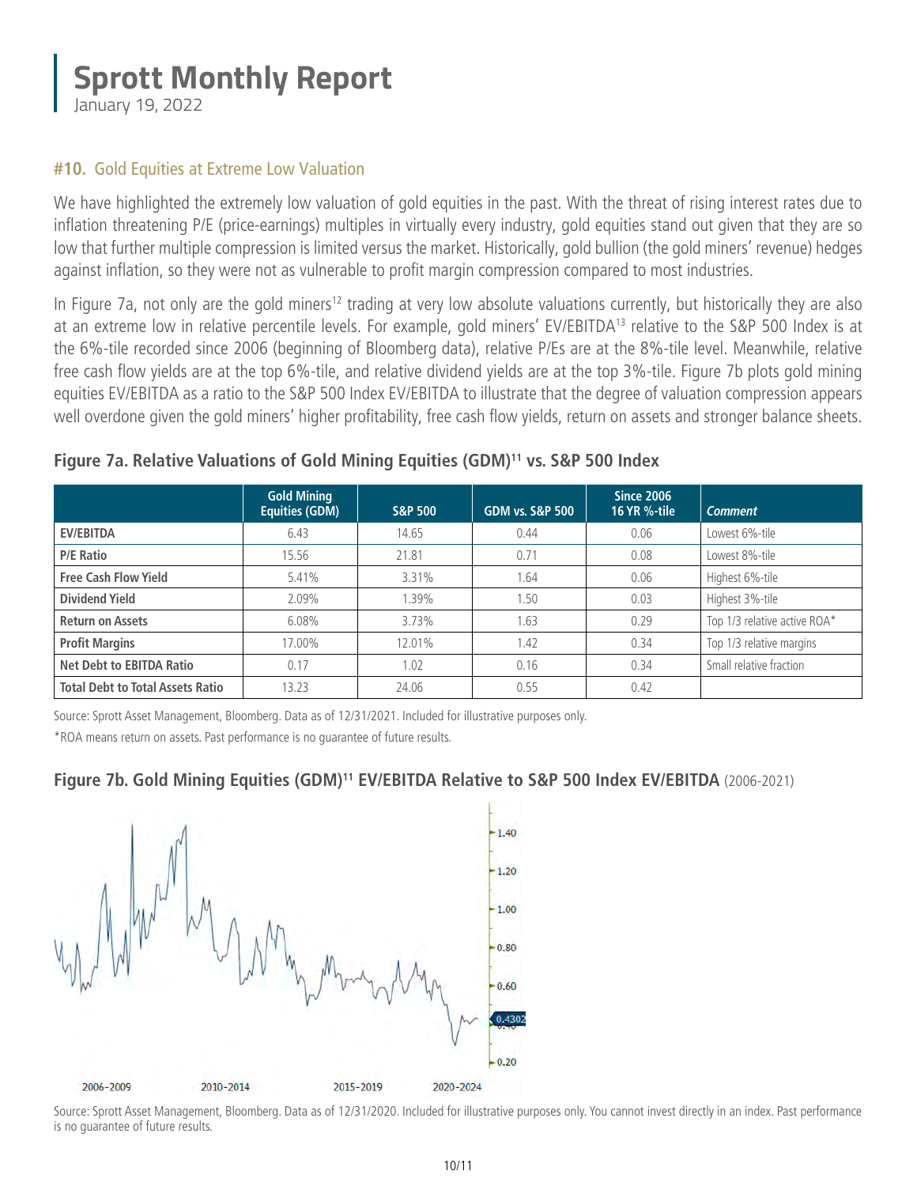# Sprott Monthly Report

January 19, 2022

## #10. Gold Equities at Extreme Low Valuation

We have highlighted the extremely low valuation of gold equities in the past. With the threat of rising interest rates due to inflation threatening P/E (price-earnings) multiples in virtually every industry, gold equities stand out given that they are so low that further multiple compression is limited versus the market. Historically, gold bullion (the gold miners' revenue) hedges against inflation, so they were not as vulnerable to profit margin compression compared to most industries.

In Figure 7a, not only are the gold miners[12] trading at very low absolute valuations currently, but historically they are also at an extreme low in relative percentile levels. For example, gold miners' EV/EBITDA[13] relative to the S&P 500 Index is at the 6%-tile recorded since 2006 (beginning of Bloomberg data), relative P/Es are at the 8%-tile level. Meanwhile, relative free cash flow yields are at the top 6%-tile, and relative dividend yields are at the top 3%-tile. Figure 7b plots gold mining equities EV/EBITDA as a ratio to the S&P 500 Index EV/EBITDA to illustrate that the degree of valuation compression appears well overdone given the gold miners' higher profitability, free cash flow yields, return on assets and stronger balance sheets.

### Figure 7a. Relative Valuations of Gold Mining Equities (GDM)[11] vs. S&P 500 Index

| | Gold Mining Equities (GDM) | S&P 500 | GDM vs. S&P 500 | Since 2006 16 YR %-tile | *Comment* |
|---|---|---|---|---|---|
| **EV/EBITDA** | 6.43 | 14.65 | 0.44 | 0.06 | Lowest 6%-tile |
| **P/E Ratio** | 15.56 | 21.81 | 0.71 | 0.08 | Lowest 8%-tile |
| **Free Cash Flow Yield** | 5.41% | 3.31% | 1.64 | 0.06 | Highest 6%-tile |
| **Dividend Yield** | 2.09% | 1.39% | 1.50 | 0.03 | Highest 3%-tile |
| **Return on Assets** | 6.08% | 3.73% | 1.63 | 0.29 | Top 1/3 relative active ROA* |
| **Profit Margins** | 17.00% | 12.01% | 1.42 | 0.34 | Top 1/3 relative margins |
| **Net Debt to EBITDA Ratio** | 0.17 | 1.02 | 0.16 | 0.34 | Small relative fraction |
| **Total Debt to Total Assets Ratio** | 13.23 | 24.06 | 0.55 | 0.42 | |

Source: Sprott Asset Management, Bloomberg. Data as of 12/31/2021. Included for illustrative purposes only.

*ROA means return on assets. Past performance is no guarantee of future results.

### Figure 7b. Gold Mining Equities (GDM)[11] EV/EBITDA Relative to S&P 500 Index EV/EBITDA (2006-2021)

Source: Sprott Asset Management, Bloomberg. Data as of 12/31/2020. Included for illustrative purposes only. You cannot invest directly in an index. Past performance is no guarantee of future results.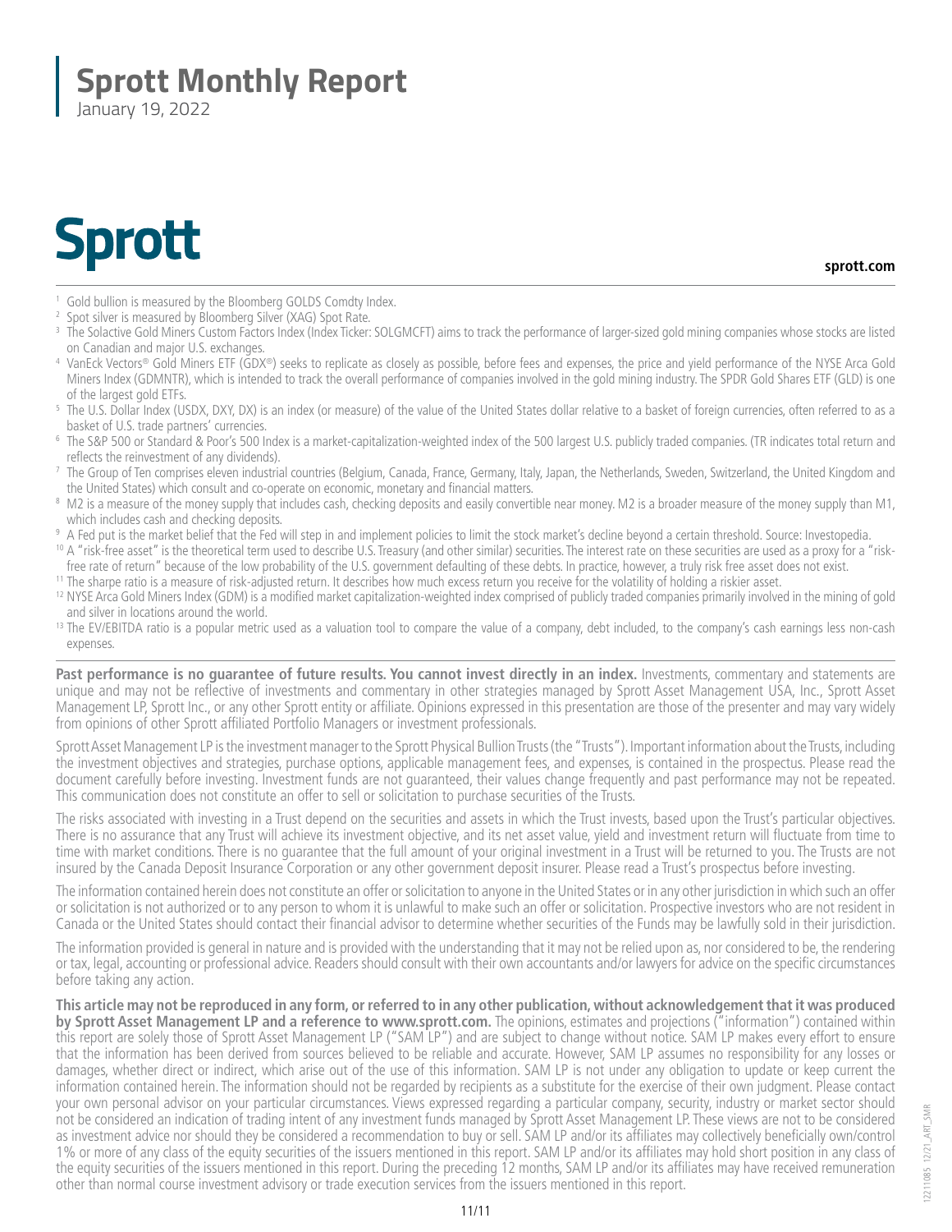# Sprott Monthly Report

January 19, 2022

**Sprott**

**sprott.com**

[1] Gold bullion is measured by the Bloomberg GOLDS Comdty Index.

[2] Spot silver is measured by Bloomberg Silver (XAG) Spot Rate.

[3] The Solactive Gold Miners Custom Factors Index (Index Ticker: SOLGMCFT) aims to track the performance of larger-sized gold mining companies whose stocks are listed on Canadian and major U.S. exchanges.

[4] VanEck Vectors® Gold Miners ETF (GDX®) seeks to replicate as closely as possible, before fees and expenses, the price and yield performance of the NYSE Arca Gold Miners Index (GDMNTR), which is intended to track the overall performance of companies involved in the gold mining industry. The SPDR Gold Shares ETF (GLD) is one of the largest gold ETFs.

[5] The U.S. Dollar Index (USDX, DXY, DX) is an index (or measure) of the value of the United States dollar relative to a basket of foreign currencies, often referred to as a basket of U.S. trade partners' currencies.

[6] The S&P 500 or Standard & Poor's 500 Index is a market-capitalization-weighted index of the 500 largest U.S. publicly traded companies. (TR indicates total return and reflects the reinvestment of any dividends).

[7] The Group of Ten comprises eleven industrial countries (Belgium, Canada, France, Germany, Italy, Japan, the Netherlands, Sweden, Switzerland, the United Kingdom and the United States) which consult and co-operate on economic, monetary and financial matters.

[8] M2 is a measure of the money supply that includes cash, checking deposits and easily convertible near money. M2 is a broader measure of the money supply than M1, which includes cash and checking deposits.

[9] A Fed put is the market belief that the Fed will step in and implement policies to limit the stock market's decline beyond a certain threshold. Source: Investopedia.

[10] A "risk-free asset" is the theoretical term used to describe U.S. Treasury (and other similar) securities. The interest rate on these securities are used as a proxy for a "risk-free rate of return" because of the low probability of the U.S. government defaulting of these debts. In practice, however, a truly risk free asset does not exist.

[11] The sharpe ratio is a measure of risk-adjusted return. It describes how much excess return you receive for the volatility of holding a riskier asset.

[12] NYSE Arca Gold Miners Index (GDM) is a modified market capitalization-weighted index comprised of publicly traded companies primarily involved in the mining of gold and silver in locations around the world.

[13] The EV/EBITDA ratio is a popular metric used as a valuation tool to compare the value of a company, debt included, to the company's cash earnings less non-cash expenses.

**Past performance is no guarantee of future results. You cannot invest directly in an index.** Investments, commentary and statements are unique and may not be reflective of investments and commentary in other strategies managed by Sprott Asset Management USA, Inc., Sprott Asset Management LP, Sprott Inc., or any other Sprott entity or affiliate. Opinions expressed in this presentation are those of the presenter and may vary widely from opinions of other Sprott affiliated Portfolio Managers or investment professionals.

Sprott Asset Management LP is the investment manager to the Sprott Physical Bullion Trusts (the "Trusts"). Important information about the Trusts, including the investment objectives and strategies, purchase options, applicable management fees, and expenses, is contained in the prospectus. Please read the document carefully before investing. Investment funds are not guaranteed, their values change frequently and past performance may not be repeated. This communication does not constitute an offer to sell or solicitation to purchase securities of the Trusts.

The risks associated with investing in a Trust depend on the securities and assets in which the Trust invests, based upon the Trust's particular objectives. There is no assurance that any Trust will achieve its investment objective, and its net asset value, yield and investment return will fluctuate from time to time with market conditions. There is no guarantee that the full amount of your original investment in a Trust will be returned to you. The Trusts are not insured by the Canada Deposit Insurance Corporation or any other government deposit insurer. Please read a Trust's prospectus before investing.

The information contained herein does not constitute an offer or solicitation to anyone in the United States or in any other jurisdiction in which such an offer or solicitation is not authorized or to any person to whom it is unlawful to make such an offer or solicitation. Prospective investors who are not resident in Canada or the United States should contact their financial advisor to determine whether securities of the Funds may be lawfully sold in their jurisdiction.

The information provided is general in nature and is provided with the understanding that it may not be relied upon as, nor considered to be, the rendering or tax, legal, accounting or professional advice. Readers should consult with their own accountants and/or lawyers for advice on the specific circumstances before taking any action.

**This article may not be reproduced in any form, or referred to in any other publication, without acknowledgement that it was produced by Sprott Asset Management LP and a reference to www.sprott.com.** The opinions, estimates and projections ("information") contained within this report are solely those of Sprott Asset Management LP ("SAM LP") and are subject to change without notice. SAM LP makes every effort to ensure that the information has been derived from sources believed to be reliable and accurate. However, SAM LP assumes no responsibility for any losses or damages, whether direct or indirect, which arise out of the use of this information. SAM LP is not under any obligation to update or keep current the information contained herein. The information should not be regarded by recipients as a substitute for the exercise of their own judgment. Please contact your own personal advisor on your particular circumstances. Views expressed regarding a particular company, security, industry or market sector should not be considered an indication of trading intent of any investment funds managed by Sprott Asset Management LP. These views are not to be considered as investment advice nor should they be considered a recommendation to buy or sell. SAM LP and/or its affiliates may collectively beneficially own/control 1% or more of any class of the equity securities of the issuers mentioned in this report. SAM LP and/or its affiliates may hold short position in any class of the equity securities of the issuers mentioned in this report. During the preceding 12 months, SAM LP and/or its affiliates may have received remuneration other than normal course investment advisory or trade execution services from the issuers mentioned in this report.

12211085 12/21_ART_SMR